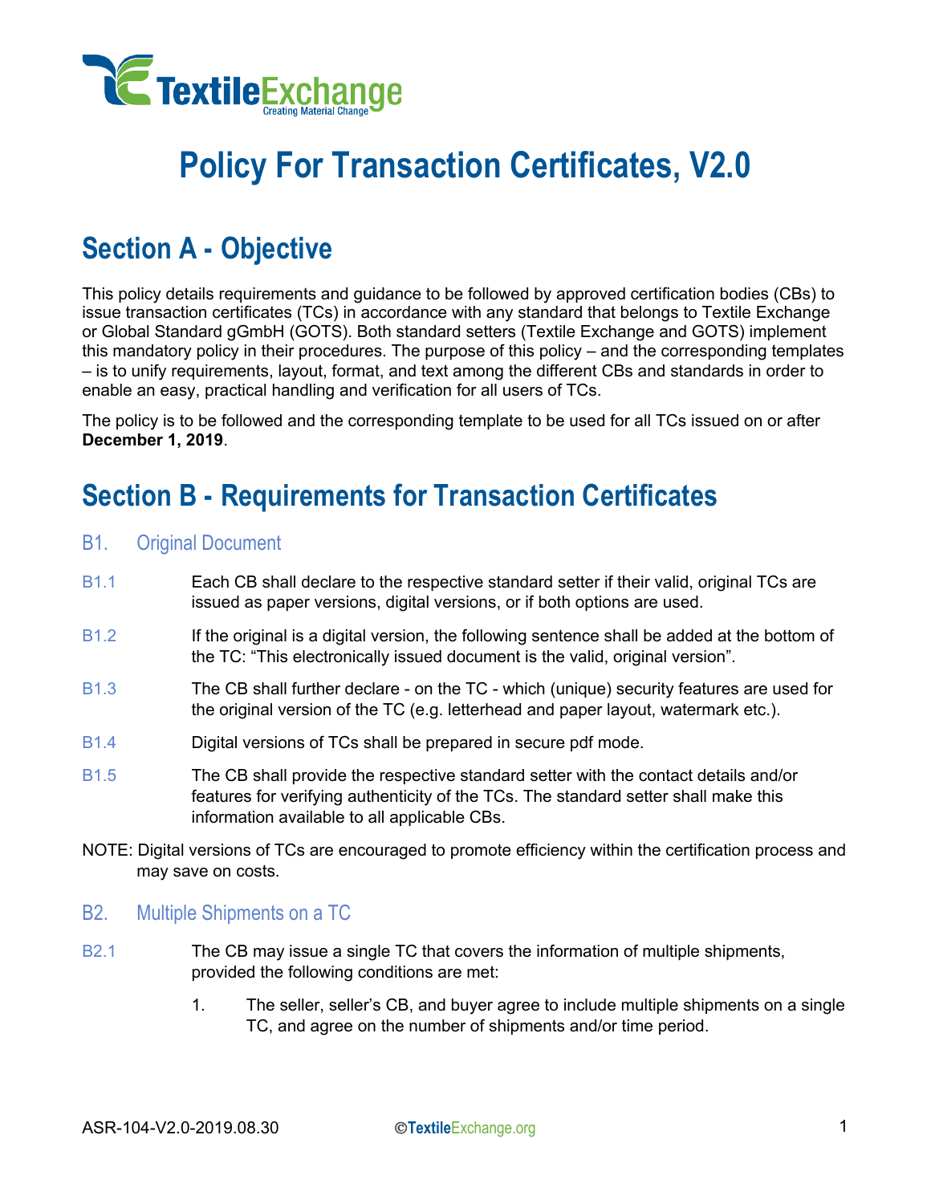# Policy For Transaction Certificates, V2.0

## Section A - Objective

This policy details requirements and guidance to be followed by approved certification bodies (CBs) to issue transaction certificates (TCs) in accordance with any standard that belongs to Textile Exchange or Global Standard gGmbH (GOTS). Both standard setters (Textile Exchange and GOTS) implement this mandatory policy in their procedures. The purpose of this policy – and the corresponding templates – is to unify requirements, layout, format, and text among the different CBs and standards in order to enable an easy, practical handling and verification for all users of TCs.

The policy is to be followed and the corresponding template to be used for all TCs issued on or after **December 1, 2019**.

## Section B - Requirements for Transaction Certificates

### B1. Original Document

B1.1 Each CB shall declare to the respective standard setter if their valid, original TCs are issued as paper versions, digital versions, or if both options are used.

B1.2 If the original is a digital version, the following sentence shall be added at the bottom of the TC: "This electronically issued document is the valid, original version".

B1.3 The CB shall further declare - on the TC - which (unique) security features are used for the original version of the TC (e.g. letterhead and paper layout, watermark etc.).

B1.4 Digital versions of TCs shall be prepared in secure pdf mode.

B1.5 The CB shall provide the respective standard setter with the contact details and/or features for verifying authenticity of the TCs. The standard setter shall make this information available to all applicable CBs.

NOTE: Digital versions of TCs are encouraged to promote efficiency within the certification process and may save on costs.

### B2. Multiple Shipments on a TC

B2.1 The CB may issue a single TC that covers the information of multiple shipments, provided the following conditions are met:

1. The seller, seller's CB, and buyer agree to include multiple shipments on a single TC, and agree on the number of shipments and/or time period.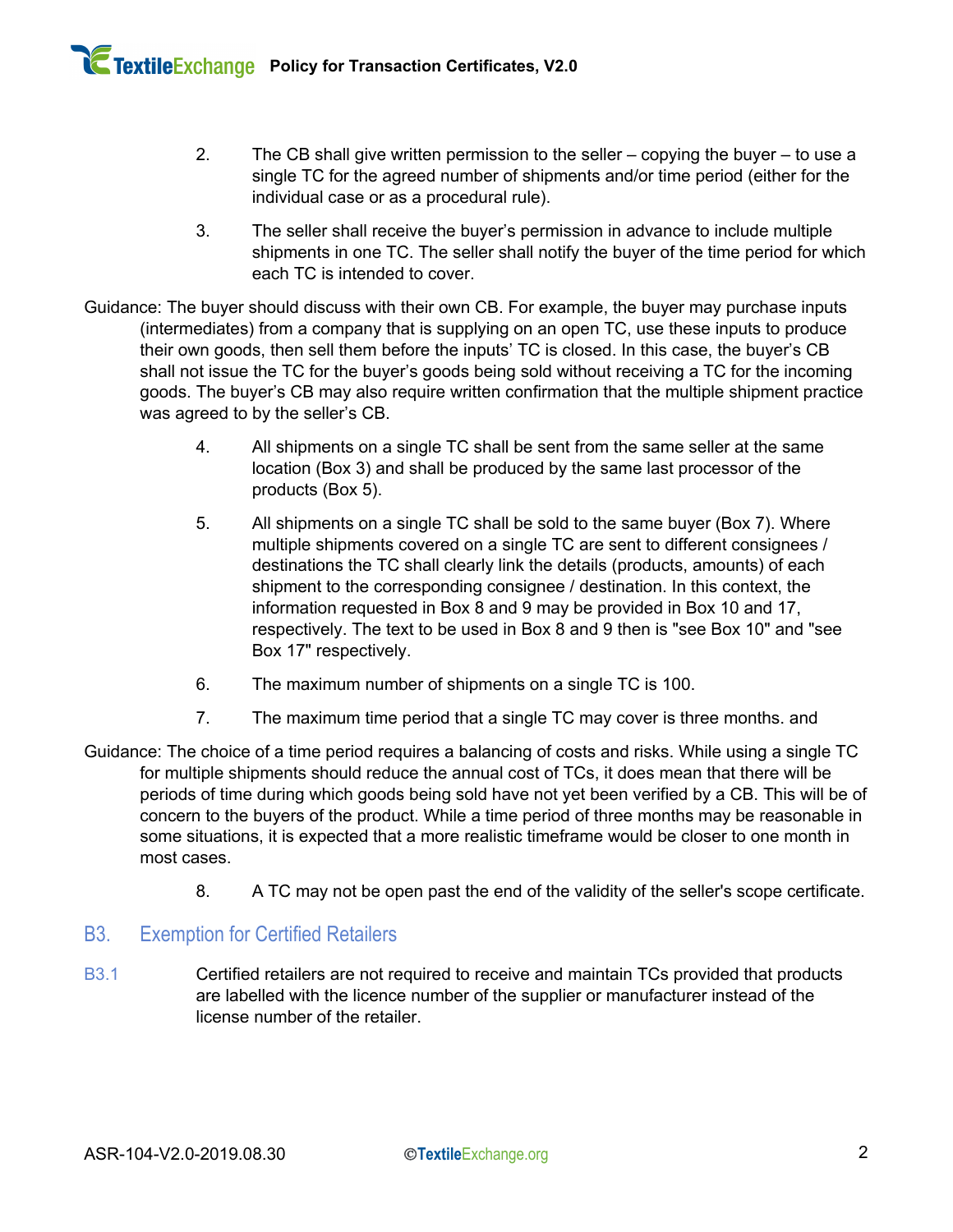2. The CB shall give written permission to the seller – copying the buyer – to use a single TC for the agreed number of shipments and/or time period (either for the individual case or as a procedural rule).

3. The seller shall receive the buyer's permission in advance to include multiple shipments in one TC. The seller shall notify the buyer of the time period for which each TC is intended to cover.

Guidance: The buyer should discuss with their own CB. For example, the buyer may purchase inputs (intermediates) from a company that is supplying on an open TC, use these inputs to produce their own goods, then sell them before the inputs' TC is closed. In this case, the buyer's CB shall not issue the TC for the buyer's goods being sold without receiving a TC for the incoming goods. The buyer's CB may also require written confirmation that the multiple shipment practice was agreed to by the seller's CB.

4. All shipments on a single TC shall be sent from the same seller at the same location (Box 3) and shall be produced by the same last processor of the products (Box 5).

5. All shipments on a single TC shall be sold to the same buyer (Box 7). Where multiple shipments covered on a single TC are sent to different consignees / destinations the TC shall clearly link the details (products, amounts) of each shipment to the corresponding consignee / destination. In this context, the information requested in Box 8 and 9 may be provided in Box 10 and 17, respectively. The text to be used in Box 8 and 9 then is "see Box 10" and "see Box 17" respectively.

6. The maximum number of shipments on a single TC is 100.

7. The maximum time period that a single TC may cover is three months. and

Guidance: The choice of a time period requires a balancing of costs and risks. While using a single TC for multiple shipments should reduce the annual cost of TCs, it does mean that there will be periods of time during which goods being sold have not yet been verified by a CB. This will be of concern to the buyers of the product. While a time period of three months may be reasonable in some situations, it is expected that a more realistic timeframe would be closer to one month in most cases.

8. A TC may not be open past the end of the validity of the seller's scope certificate.

## B3. Exemption for Certified Retailers

B3.1 Certified retailers are not required to receive and maintain TCs provided that products are labelled with the licence number of the supplier or manufacturer instead of the license number of the retailer.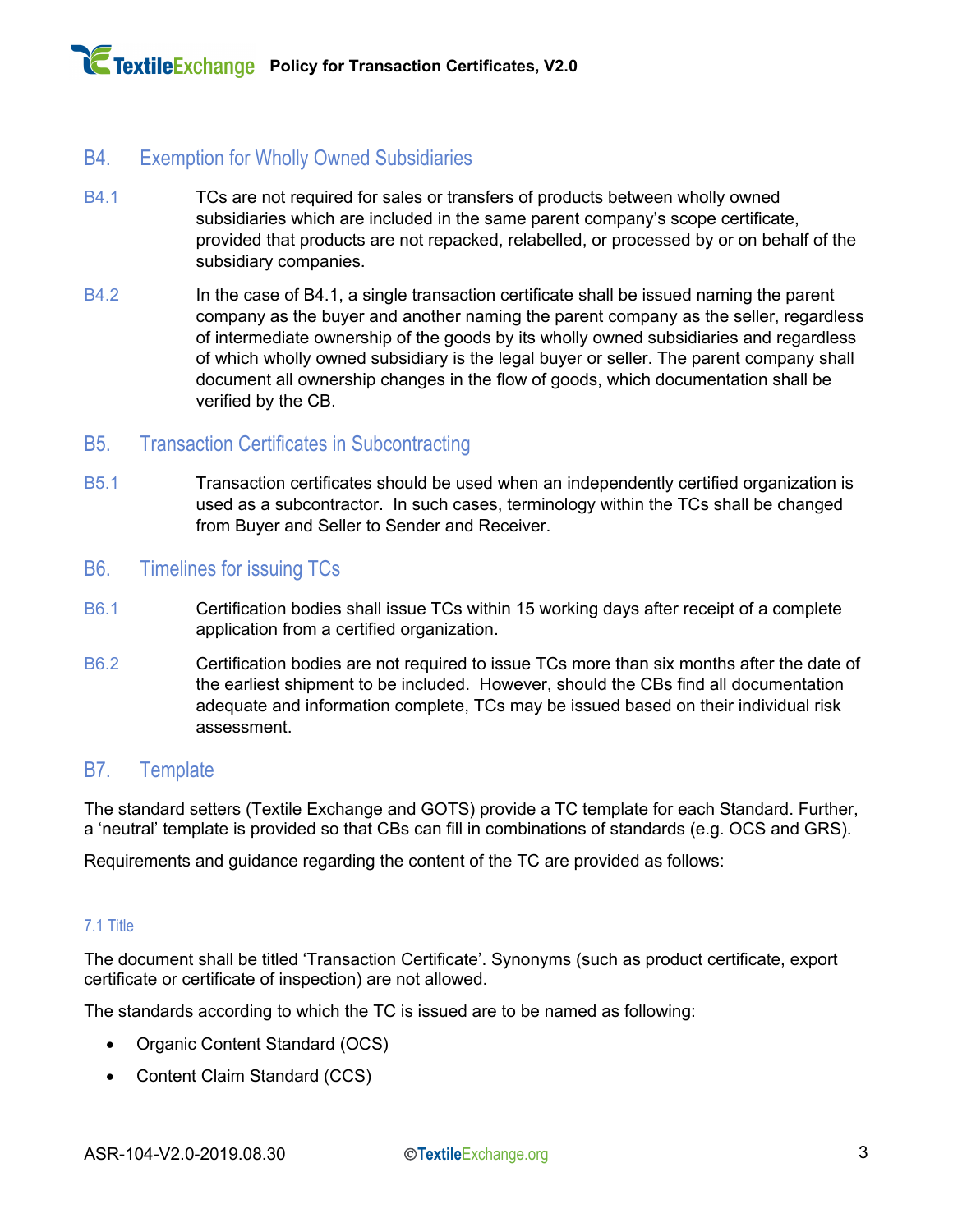## B4. Exemption for Wholly Owned Subsidiaries

B4.1 TCs are not required for sales or transfers of products between wholly owned subsidiaries which are included in the same parent company's scope certificate, provided that products are not repacked, relabelled, or processed by or on behalf of the subsidiary companies.

B4.2 In the case of B4.1, a single transaction certificate shall be issued naming the parent company as the buyer and another naming the parent company as the seller, regardless of intermediate ownership of the goods by its wholly owned subsidiaries and regardless of which wholly owned subsidiary is the legal buyer or seller. The parent company shall document all ownership changes in the flow of goods, which documentation shall be verified by the CB.

## B5. Transaction Certificates in Subcontracting

B5.1 Transaction certificates should be used when an independently certified organization is used as a subcontractor. In such cases, terminology within the TCs shall be changed from Buyer and Seller to Sender and Receiver.

## B6. Timelines for issuing TCs

B6.1 Certification bodies shall issue TCs within 15 working days after receipt of a complete application from a certified organization.

B6.2 Certification bodies are not required to issue TCs more than six months after the date of the earliest shipment to be included. However, should the CBs find all documentation adequate and information complete, TCs may be issued based on their individual risk assessment.

## B7. Template

The standard setters (Textile Exchange and GOTS) provide a TC template for each Standard. Further, a 'neutral' template is provided so that CBs can fill in combinations of standards (e.g. OCS and GRS).

Requirements and guidance regarding the content of the TC are provided as follows:

#### 7.1 Title

The document shall be titled 'Transaction Certificate'. Synonyms (such as product certificate, export certificate or certificate of inspection) are not allowed.

The standards according to which the TC is issued are to be named as following:

- Organic Content Standard (OCS)
- Content Claim Standard (CCS)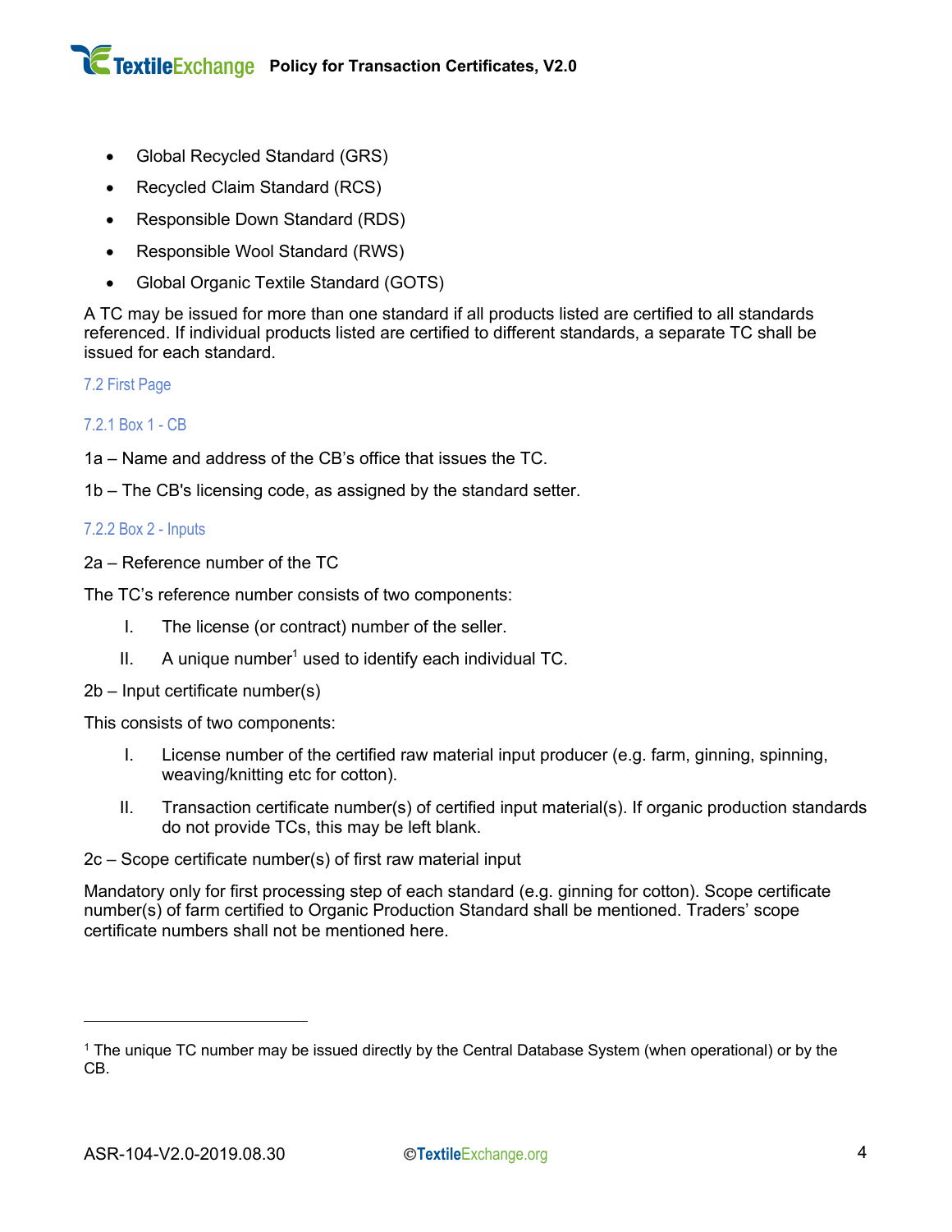- Global Recycled Standard (GRS)
- Recycled Claim Standard (RCS)
- Responsible Down Standard (RDS)
- Responsible Wool Standard (RWS)
- Global Organic Textile Standard (GOTS)

A TC may be issued for more than one standard if all products listed are certified to all standards referenced. If individual products listed are certified to different standards, a separate TC shall be issued for each standard.

### 7.2 First Page

#### 7.2.1 Box 1 - CB

1a – Name and address of the CB's office that issues the TC.

1b – The CB's licensing code, as assigned by the standard setter.

#### 7.2.2 Box 2 - Inputs

2a – Reference number of the TC

The TC's reference number consists of two components:

I. The license (or contract) number of the seller.

II. A unique number[1] used to identify each individual TC.

2b – Input certificate number(s)

This consists of two components:

I. License number of the certified raw material input producer (e.g. farm, ginning, spinning, weaving/knitting etc for cotton).

II. Transaction certificate number(s) of certified input material(s). If organic production standards do not provide TCs, this may be left blank.

2c – Scope certificate number(s) of first raw material input

Mandatory only for first processing step of each standard (e.g. ginning for cotton). Scope certificate number(s) of farm certified to Organic Production Standard shall be mentioned. Traders' scope certificate numbers shall not be mentioned here.

---

[1] The unique TC number may be issued directly by the Central Database System (when operational) or by the CB.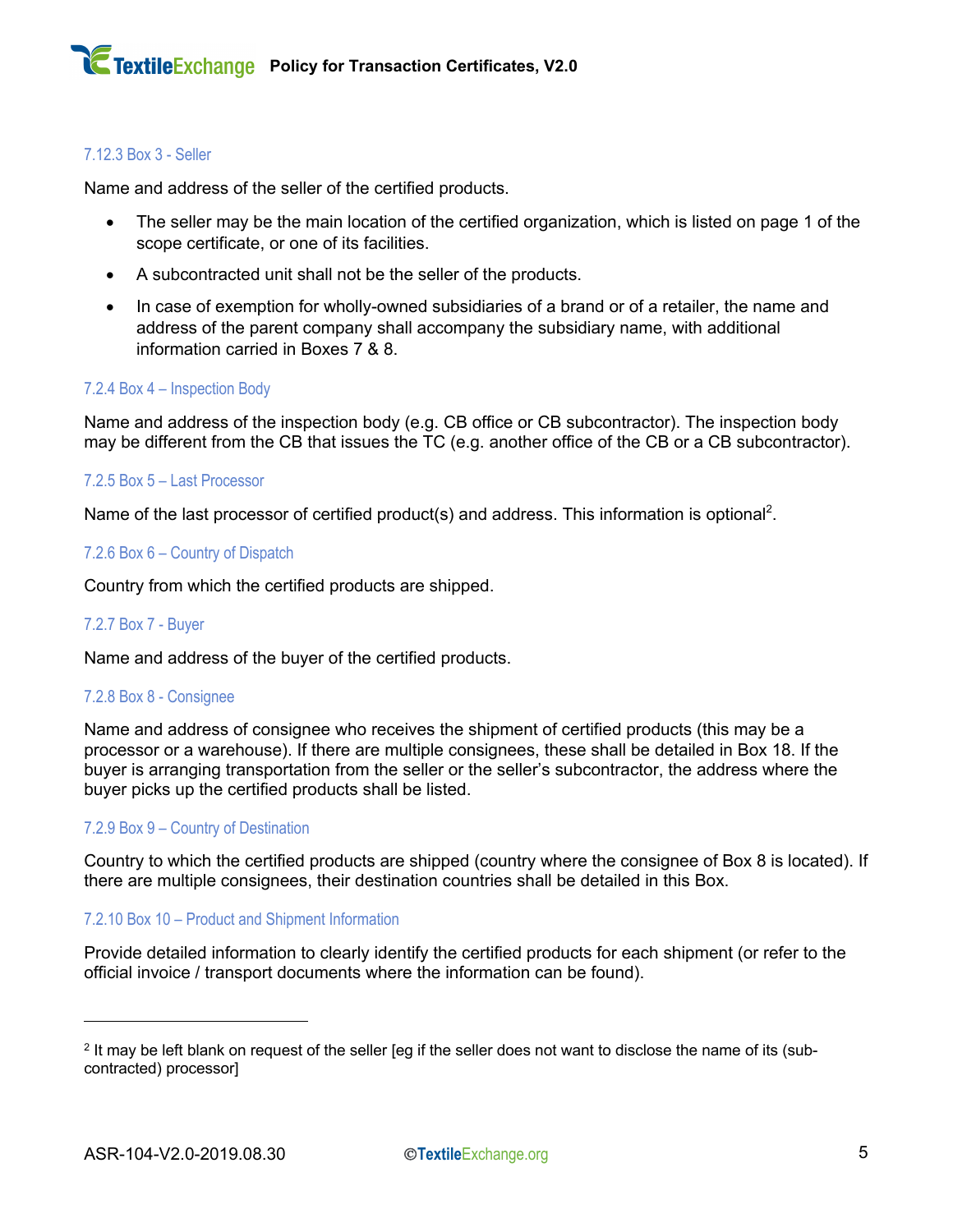#### 7.12.3 Box 3 - Seller

Name and address of the seller of the certified products.

- The seller may be the main location of the certified organization, which is listed on page 1 of the scope certificate, or one of its facilities.
- A subcontracted unit shall not be the seller of the products.
- In case of exemption for wholly-owned subsidiaries of a brand or of a retailer, the name and address of the parent company shall accompany the subsidiary name, with additional information carried in Boxes 7 & 8.

#### 7.2.4 Box 4 – Inspection Body

Name and address of the inspection body (e.g. CB office or CB subcontractor). The inspection body may be different from the CB that issues the TC (e.g. another office of the CB or a CB subcontractor).

#### 7.2.5 Box 5 – Last Processor

Name of the last processor of certified product(s) and address. This information is optional[2].

#### 7.2.6 Box 6 – Country of Dispatch

Country from which the certified products are shipped.

#### 7.2.7 Box 7 - Buyer

Name and address of the buyer of the certified products.

#### 7.2.8 Box 8 - Consignee

Name and address of consignee who receives the shipment of certified products (this may be a processor or a warehouse). If there are multiple consignees, these shall be detailed in Box 18. If the buyer is arranging transportation from the seller or the seller's subcontractor, the address where the buyer picks up the certified products shall be listed.

#### 7.2.9 Box 9 – Country of Destination

Country to which the certified products are shipped (country where the consignee of Box 8 is located). If there are multiple consignees, their destination countries shall be detailed in this Box.

#### 7.2.10 Box 10 – Product and Shipment Information

Provide detailed information to clearly identify the certified products for each shipment (or refer to the official invoice / transport documents where the information can be found).

---

[2] It may be left blank on request of the seller [eg if the seller does not want to disclose the name of its (sub-contracted) processor]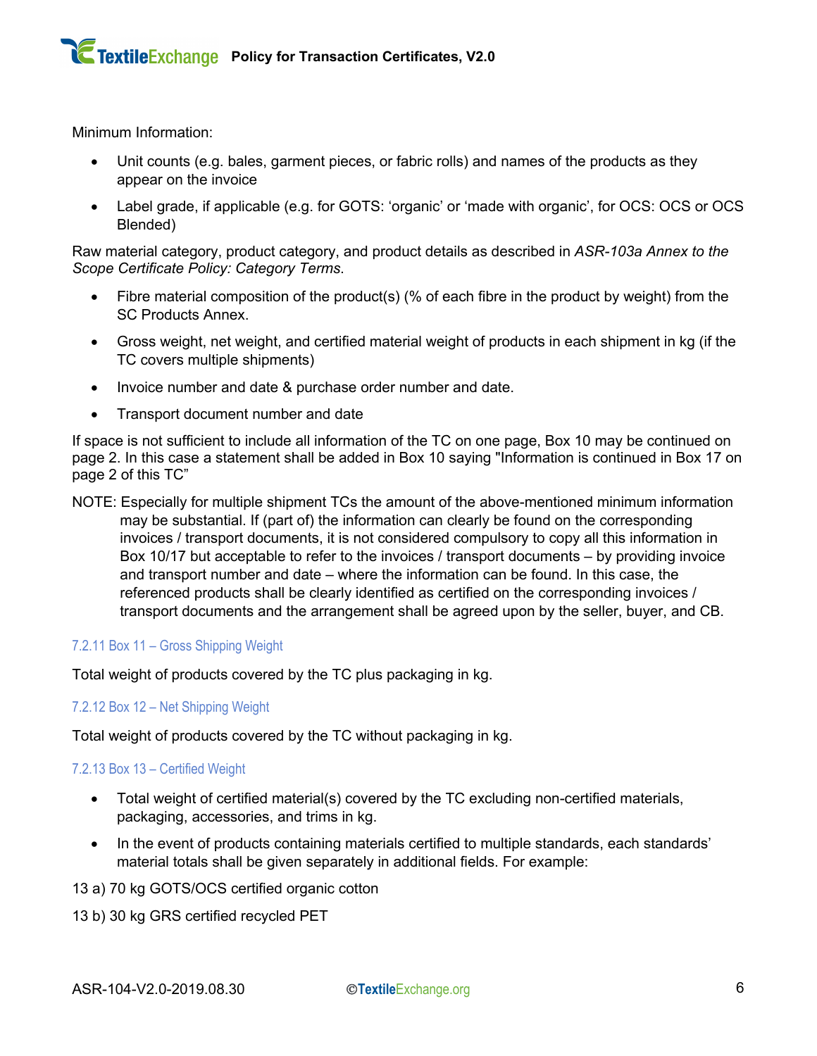Minimum Information:

- Unit counts (e.g. bales, garment pieces, or fabric rolls) and names of the products as they appear on the invoice
- Label grade, if applicable (e.g. for GOTS: 'organic' or 'made with organic', for OCS: OCS or OCS Blended)

Raw material category, product category, and product details as described in *ASR-103a Annex to the Scope Certificate Policy: Category Terms*.

- Fibre material composition of the product(s) (% of each fibre in the product by weight) from the SC Products Annex.
- Gross weight, net weight, and certified material weight of products in each shipment in kg (if the TC covers multiple shipments)
- Invoice number and date & purchase order number and date.
- Transport document number and date

If space is not sufficient to include all information of the TC on one page, Box 10 may be continued on page 2. In this case a statement shall be added in Box 10 saying "Information is continued in Box 17 on page 2 of this TC"

NOTE: Especially for multiple shipment TCs the amount of the above-mentioned minimum information may be substantial. If (part of) the information can clearly be found on the corresponding invoices / transport documents, it is not considered compulsory to copy all this information in Box 10/17 but acceptable to refer to the invoices / transport documents – by providing invoice and transport number and date – where the information can be found. In this case, the referenced products shall be clearly identified as certified on the corresponding invoices / transport documents and the arrangement shall be agreed upon by the seller, buyer, and CB.

#### 7.2.11 Box 11 – Gross Shipping Weight

Total weight of products covered by the TC plus packaging in kg.

#### 7.2.12 Box 12 – Net Shipping Weight

Total weight of products covered by the TC without packaging in kg.

#### 7.2.13 Box 13 – Certified Weight

- Total weight of certified material(s) covered by the TC excluding non-certified materials, packaging, accessories, and trims in kg.
- In the event of products containing materials certified to multiple standards, each standards' material totals shall be given separately in additional fields. For example:

13 a) 70 kg GOTS/OCS certified organic cotton

13 b) 30 kg GRS certified recycled PET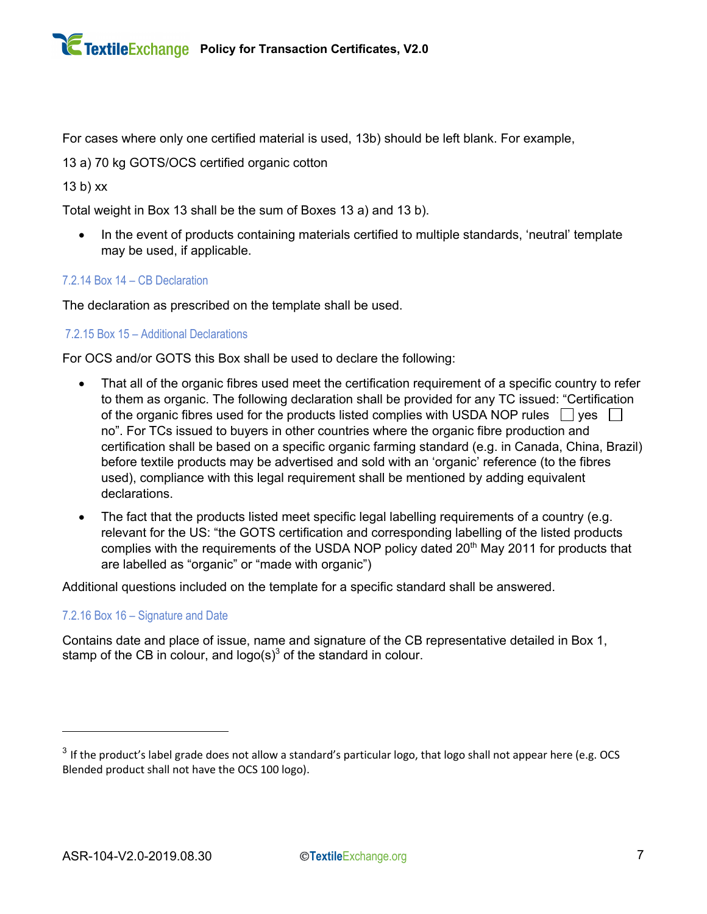For cases where only one certified material is used, 13b) should be left blank. For example,

13 a) 70 kg GOTS/OCS certified organic cotton

13 b) xx

Total weight in Box 13 shall be the sum of Boxes 13 a) and 13 b).

- In the event of products containing materials certified to multiple standards, 'neutral' template may be used, if applicable.

#### 7.2.14 Box 14 – CB Declaration

The declaration as prescribed on the template shall be used.

#### 7.2.15 Box 15 – Additional Declarations

For OCS and/or GOTS this Box shall be used to declare the following:

- That all of the organic fibres used meet the certification requirement of a specific country to refer to them as organic. The following declaration shall be provided for any TC issued: "Certification of the organic fibres used for the products listed complies with USDA NOP rules ☐ yes ☐ no". For TCs issued to buyers in other countries where the organic fibre production and certification shall be based on a specific organic farming standard (e.g. in Canada, China, Brazil) before textile products may be advertised and sold with an 'organic' reference (to the fibres used), compliance with this legal requirement shall be mentioned by adding equivalent declarations.
- The fact that the products listed meet specific legal labelling requirements of a country (e.g. relevant for the US: "the GOTS certification and corresponding labelling of the listed products complies with the requirements of the USDA NOP policy dated 20th May 2011 for products that are labelled as "organic" or "made with organic")

Additional questions included on the template for a specific standard shall be answered.

#### 7.2.16 Box 16 – Signature and Date

Contains date and place of issue, name and signature of the CB representative detailed in Box 1, stamp of the CB in colour, and logo(s)[3] of the standard in colour.

---

[3] If the product's label grade does not allow a standard's particular logo, that logo shall not appear here (e.g. OCS Blended product shall not have the OCS 100 logo).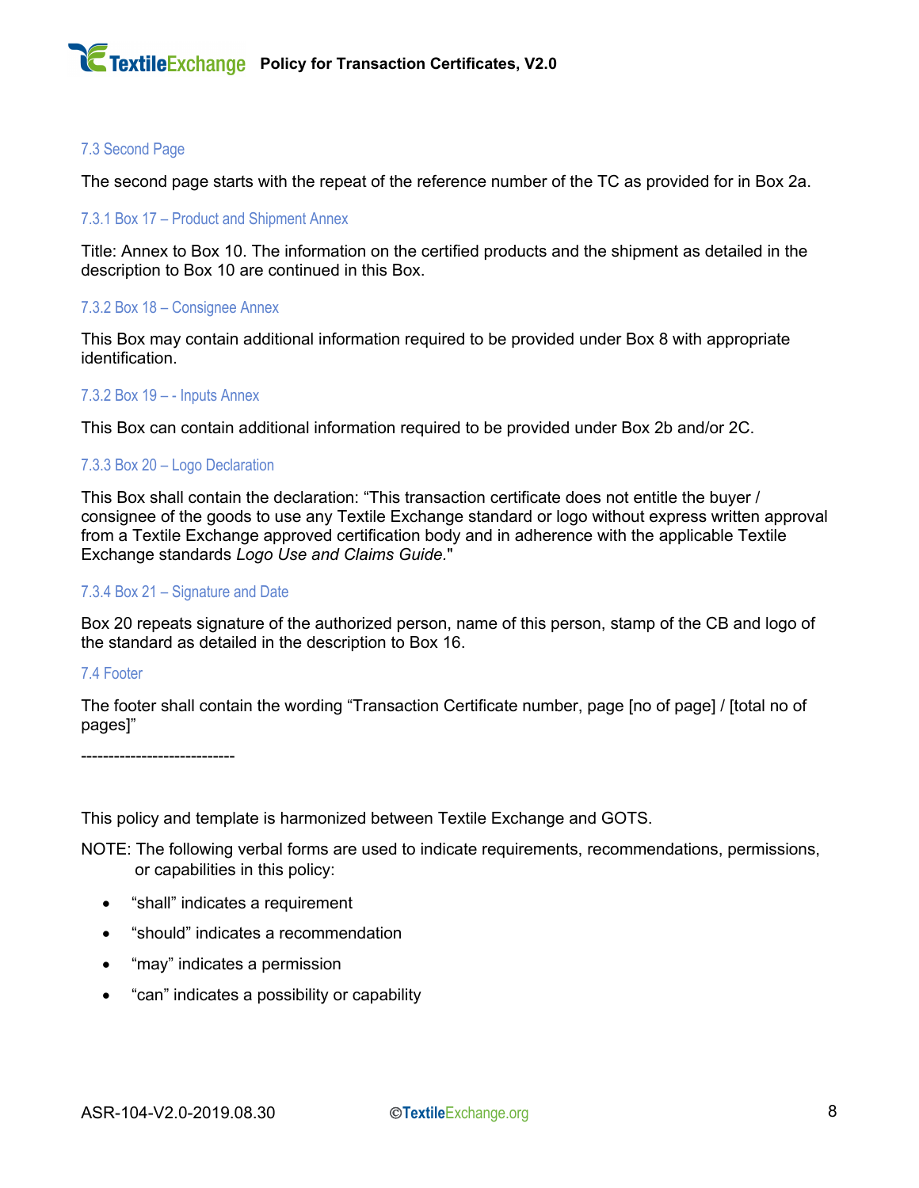### 7.3 Second Page

The second page starts with the repeat of the reference number of the TC as provided for in Box 2a.

#### 7.3.1 Box 17 – Product and Shipment Annex

Title: Annex to Box 10. The information on the certified products and the shipment as detailed in the description to Box 10 are continued in this Box.

#### 7.3.2 Box 18 – Consignee Annex

This Box may contain additional information required to be provided under Box 8 with appropriate identification.

#### 7.3.2 Box 19 – - Inputs Annex

This Box can contain additional information required to be provided under Box 2b and/or 2C.

#### 7.3.3 Box 20 – Logo Declaration

This Box shall contain the declaration: "This transaction certificate does not entitle the buyer / consignee of the goods to use any Textile Exchange standard or logo without express written approval from a Textile Exchange approved certification body and in adherence with the applicable Textile Exchange standards *Logo Use and Claims Guide.*"

#### 7.3.4 Box 21 – Signature and Date

Box 20 repeats signature of the authorized person, name of this person, stamp of the CB and logo of the standard as detailed in the description to Box 16.

### 7.4 Footer

The footer shall contain the wording "Transaction Certificate number, page [no of page] / [total no of pages]"

----------------------------

This policy and template is harmonized between Textile Exchange and GOTS.

NOTE: The following verbal forms are used to indicate requirements, recommendations, permissions, or capabilities in this policy:

- "shall" indicates a requirement
- "should" indicates a recommendation
- "may" indicates a permission
- "can" indicates a possibility or capability